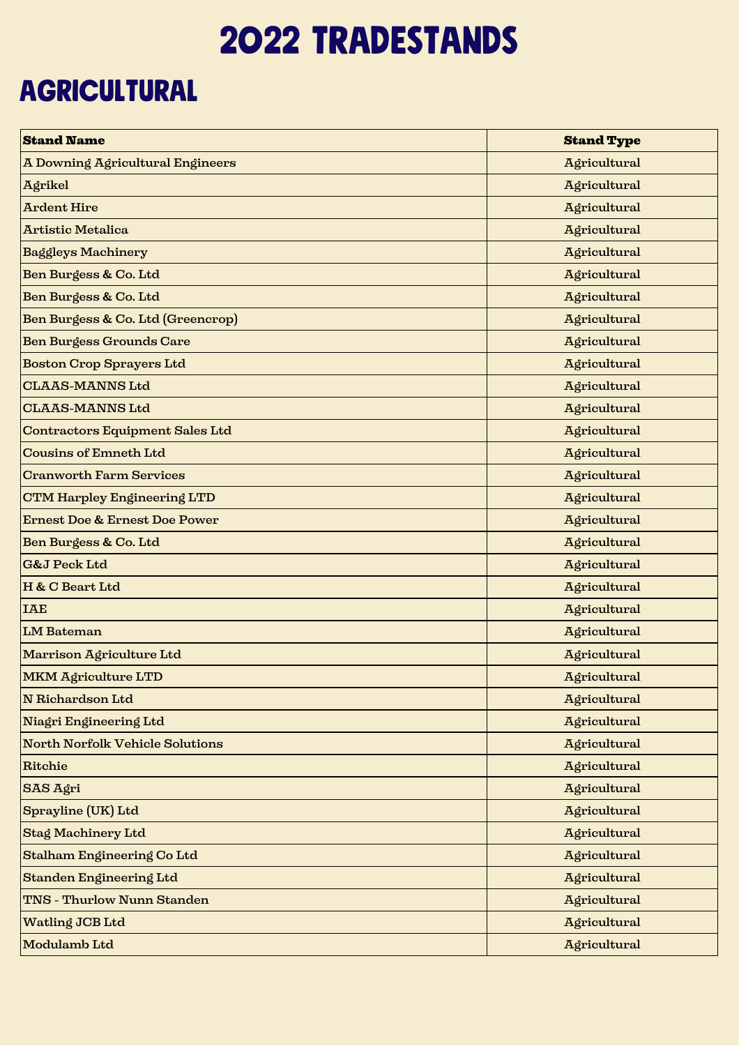# 2022 TRADESTANDS

## AGRICULTURAL

| Stand Name | Stand Type |
| --- | --- |
| A Downing Agricultural Engineers | Agricultural |
| Agrikel | Agricultural |
| Ardent Hire | Agricultural |
| Artistic Metalica | Agricultural |
| Baggleys Machinery | Agricultural |
| Ben Burgess & Co. Ltd | Agricultural |
| Ben Burgess & Co. Ltd | Agricultural |
| Ben Burgess & Co. Ltd (Greencrop) | Agricultural |
| Ben Burgess Grounds Care | Agricultural |
| Boston Crop Sprayers Ltd | Agricultural |
| CLAAS-MANNS Ltd | Agricultural |
| CLAAS-MANNS Ltd | Agricultural |
| Contractors Equipment Sales Ltd | Agricultural |
| Cousins of Emneth Ltd | Agricultural |
| Cranworth Farm Services | Agricultural |
| CTM Harpley Engineering LTD | Agricultural |
| Ernest Doe & Ernest Doe Power | Agricultural |
| Ben Burgess & Co. Ltd | Agricultural |
| G&J Peck Ltd | Agricultural |
| H & C Beart Ltd | Agricultural |
| IAE | Agricultural |
| LM Bateman | Agricultural |
| Marrison Agriculture Ltd | Agricultural |
| MKM Agriculture LTD | Agricultural |
| N Richardson Ltd | Agricultural |
| Niagri Engineering Ltd | Agricultural |
| North Norfolk Vehicle Solutions | Agricultural |
| Ritchie | Agricultural |
| SAS Agri | Agricultural |
| Sprayline (UK) Ltd | Agricultural |
| Stag Machinery Ltd | Agricultural |
| Stalham Engineering Co Ltd | Agricultural |
| Standen Engineering Ltd | Agricultural |
| TNS - Thurlow Nunn Standen | Agricultural |
| Watling JCB Ltd | Agricultural |
| Modulamb Ltd | Agricultural |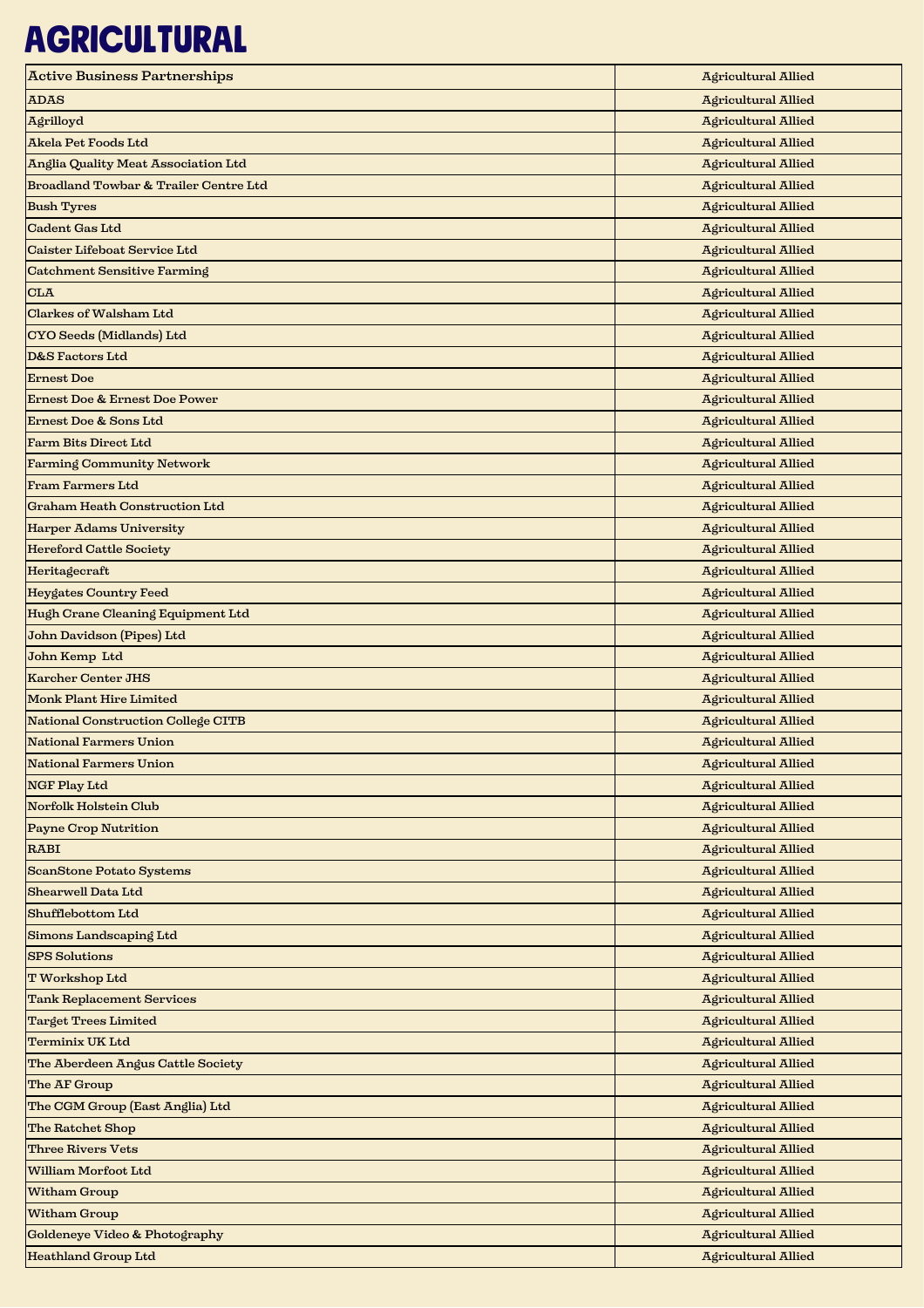# AGRICULTURAL

| Active Business Partnerships | Agricultural Allied |
|---|---|
| ADAS | Agricultural Allied |
| Agrilloyd | Agricultural Allied |
| Akela Pet Foods Ltd | Agricultural Allied |
| Anglia Quality Meat Association Ltd | Agricultural Allied |
| Broadland Towbar & Trailer Centre Ltd | Agricultural Allied |
| Bush Tyres | Agricultural Allied |
| Cadent Gas Ltd | Agricultural Allied |
| Caister Lifeboat Service Ltd | Agricultural Allied |
| Catchment Sensitive Farming | Agricultural Allied |
| CLA | Agricultural Allied |
| Clarkes of Walsham Ltd | Agricultural Allied |
| CYO Seeds (Midlands) Ltd | Agricultural Allied |
| D&S Factors Ltd | Agricultural Allied |
| Ernest Doe | Agricultural Allied |
| Ernest Doe & Ernest Doe Power | Agricultural Allied |
| Ernest Doe & Sons Ltd | Agricultural Allied |
| Farm Bits Direct Ltd | Agricultural Allied |
| Farming Community Network | Agricultural Allied |
| Fram Farmers Ltd | Agricultural Allied |
| Graham Heath Construction Ltd | Agricultural Allied |
| Harper Adams University | Agricultural Allied |
| Hereford Cattle Society | Agricultural Allied |
| Heritagecraft | Agricultural Allied |
| Heygates Country Feed | Agricultural Allied |
| Hugh Crane Cleaning Equipment Ltd | Agricultural Allied |
| John Davidson (Pipes) Ltd | Agricultural Allied |
| John Kemp  Ltd | Agricultural Allied |
| Karcher Center JHS | Agricultural Allied |
| Monk Plant Hire Limited | Agricultural Allied |
| National Construction College CITB | Agricultural Allied |
| National Farmers Union | Agricultural Allied |
| National Farmers Union | Agricultural Allied |
| NGF Play Ltd | Agricultural Allied |
| Norfolk Holstein Club | Agricultural Allied |
| Payne Crop Nutrition | Agricultural Allied |
| RABI | Agricultural Allied |
| ScanStone Potato Systems | Agricultural Allied |
| Shearwell Data Ltd | Agricultural Allied |
| Shufflebottom Ltd | Agricultural Allied |
| Simons Landscaping Ltd | Agricultural Allied |
| SPS Solutions | Agricultural Allied |
| T Workshop Ltd | Agricultural Allied |
| Tank Replacement Services | Agricultural Allied |
| Target Trees Limited | Agricultural Allied |
| Terminix UK Ltd | Agricultural Allied |
| The Aberdeen Angus Cattle Society | Agricultural Allied |
| The AF Group | Agricultural Allied |
| The CGM Group (East Anglia) Ltd | Agricultural Allied |
| The Ratchet Shop | Agricultural Allied |
| Three Rivers Vets | Agricultural Allied |
| William Morfoot Ltd | Agricultural Allied |
| Witham Group | Agricultural Allied |
| Witham Group | Agricultural Allied |
| Goldeneye Video & Photography | Agricultural Allied |
| Heathland Group Ltd | Agricultural Allied |